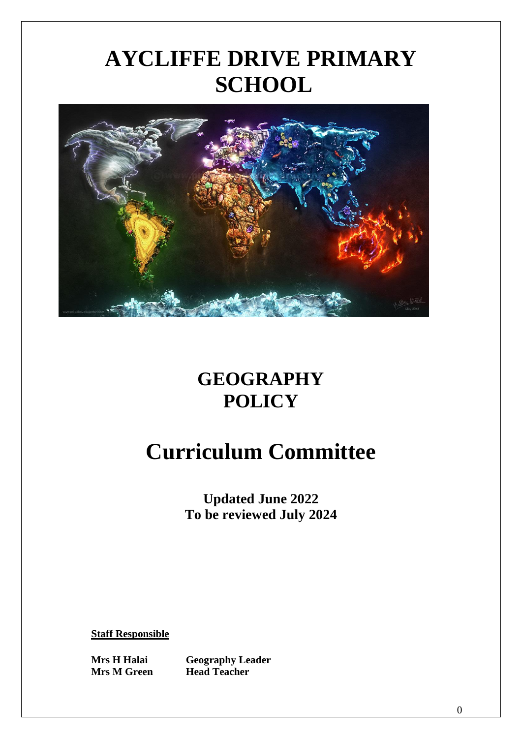# AYCLIFFE DRIVE PRIMARY SCHOOL

## GEOGRAPHY POLICY

# Curriculum Committee

**Updated June 2022**
**To be reviewed July 2024**

**Staff Responsible**

| | |
|---|---|
| **Mrs H Halai** | **Geography Leader** |
| **Mrs M Green** | **Head Teacher** |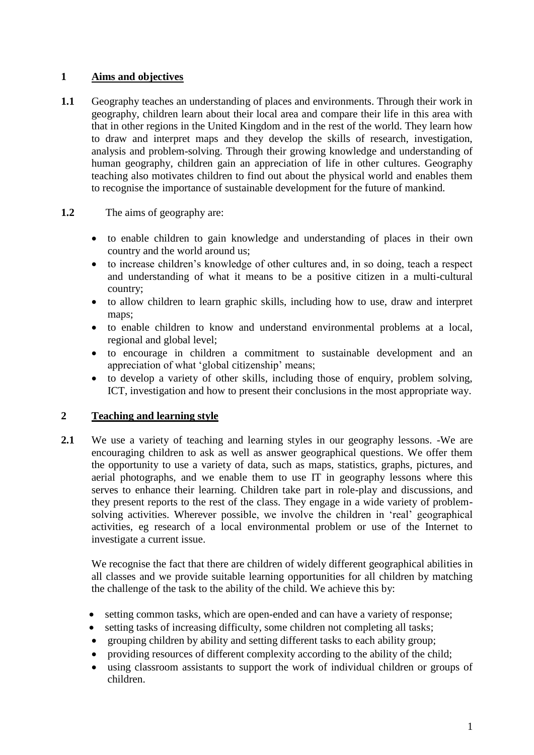## 1 Aims and objectives

**1.1** Geography teaches an understanding of places and environments. Through their work in geography, children learn about their local area and compare their life in this area with that in other regions in the United Kingdom and in the rest of the world. They learn how to draw and interpret maps and they develop the skills of research, investigation, analysis and problem-solving. Through their growing knowledge and understanding of human geography, children gain an appreciation of life in other cultures. Geography teaching also motivates children to find out about the physical world and enables them to recognise the importance of sustainable development for the future of mankind.

**1.2** The aims of geography are:

- to enable children to gain knowledge and understanding of places in their own country and the world around us;
- to increase children's knowledge of other cultures and, in so doing, teach a respect and understanding of what it means to be a positive citizen in a multi-cultural country;
- to allow children to learn graphic skills, including how to use, draw and interpret maps;
- to enable children to know and understand environmental problems at a local, regional and global level;
- to encourage in children a commitment to sustainable development and an appreciation of what 'global citizenship' means;
- to develop a variety of other skills, including those of enquiry, problem solving, ICT, investigation and how to present their conclusions in the most appropriate way.

## 2 Teaching and learning style

**2.1** We use a variety of teaching and learning styles in our geography lessons. -We are encouraging children to ask as well as answer geographical questions. We offer them the opportunity to use a variety of data, such as maps, statistics, graphs, pictures, and aerial photographs, and we enable them to use IT in geography lessons where this serves to enhance their learning. Children take part in role-play and discussions, and they present reports to the rest of the class. They engage in a wide variety of problem-solving activities. Wherever possible, we involve the children in 'real' geographical activities, eg research of a local environmental problem or use of the Internet to investigate a current issue.

We recognise the fact that there are children of widely different geographical abilities in all classes and we provide suitable learning opportunities for all children by matching the challenge of the task to the ability of the child. We achieve this by:

- setting common tasks, which are open-ended and can have a variety of response;
- setting tasks of increasing difficulty, some children not completing all tasks;
- grouping children by ability and setting different tasks to each ability group;
- providing resources of different complexity according to the ability of the child;
- using classroom assistants to support the work of individual children or groups of children.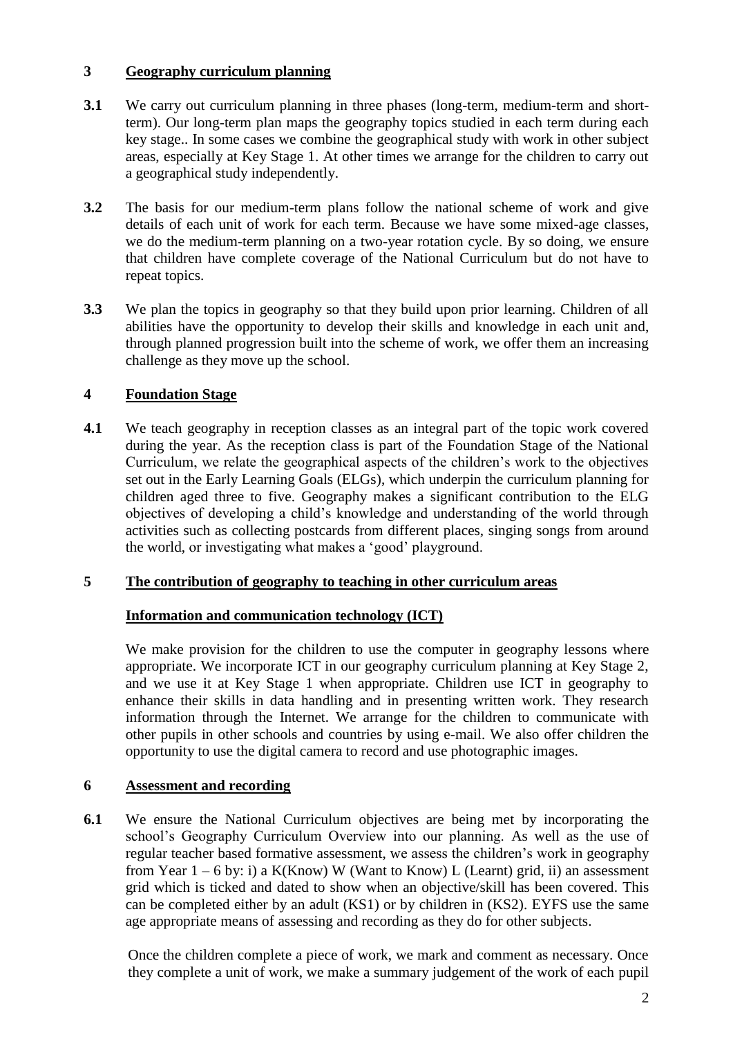## 3 Geography curriculum planning

**3.1** We carry out curriculum planning in three phases (long-term, medium-term and short-term). Our long-term plan maps the geography topics studied in each term during each key stage.. In some cases we combine the geographical study with work in other subject areas, especially at Key Stage 1. At other times we arrange for the children to carry out a geographical study independently.

**3.2** The basis for our medium-term plans follow the national scheme of work and give details of each unit of work for each term. Because we have some mixed-age classes, we do the medium-term planning on a two-year rotation cycle. By so doing, we ensure that children have complete coverage of the National Curriculum but do not have to repeat topics.

**3.3** We plan the topics in geography so that they build upon prior learning. Children of all abilities have the opportunity to develop their skills and knowledge in each unit and, through planned progression built into the scheme of work, we offer them an increasing challenge as they move up the school.

## 4 Foundation Stage

**4.1** We teach geography in reception classes as an integral part of the topic work covered during the year. As the reception class is part of the Foundation Stage of the National Curriculum, we relate the geographical aspects of the children's work to the objectives set out in the Early Learning Goals (ELGs), which underpin the curriculum planning for children aged three to five. Geography makes a significant contribution to the ELG objectives of developing a child's knowledge and understanding of the world through activities such as collecting postcards from different places, singing songs from around the world, or investigating what makes a 'good' playground.

## 5 The contribution of geography to teaching in other curriculum areas

### Information and communication technology (ICT)

We make provision for the children to use the computer in geography lessons where appropriate. We incorporate ICT in our geography curriculum planning at Key Stage 2, and we use it at Key Stage 1 when appropriate. Children use ICT in geography to enhance their skills in data handling and in presenting written work. They research information through the Internet. We arrange for the children to communicate with other pupils in other schools and countries by using e-mail. We also offer children the opportunity to use the digital camera to record and use photographic images.

## 6 Assessment and recording

**6.1** We ensure the National Curriculum objectives are being met by incorporating the school's Geography Curriculum Overview into our planning. As well as the use of regular teacher based formative assessment, we assess the children's work in geography from Year 1 – 6 by: i) a K(Know) W (Want to Know) L (Learnt) grid, ii) an assessment grid which is ticked and dated to show when an objective/skill has been covered. This can be completed either by an adult (KS1) or by children in (KS2). EYFS use the same age appropriate means of assessing and recording as they do for other subjects.

Once the children complete a piece of work, we mark and comment as necessary. Once they complete a unit of work, we make a summary judgement of the work of each pupil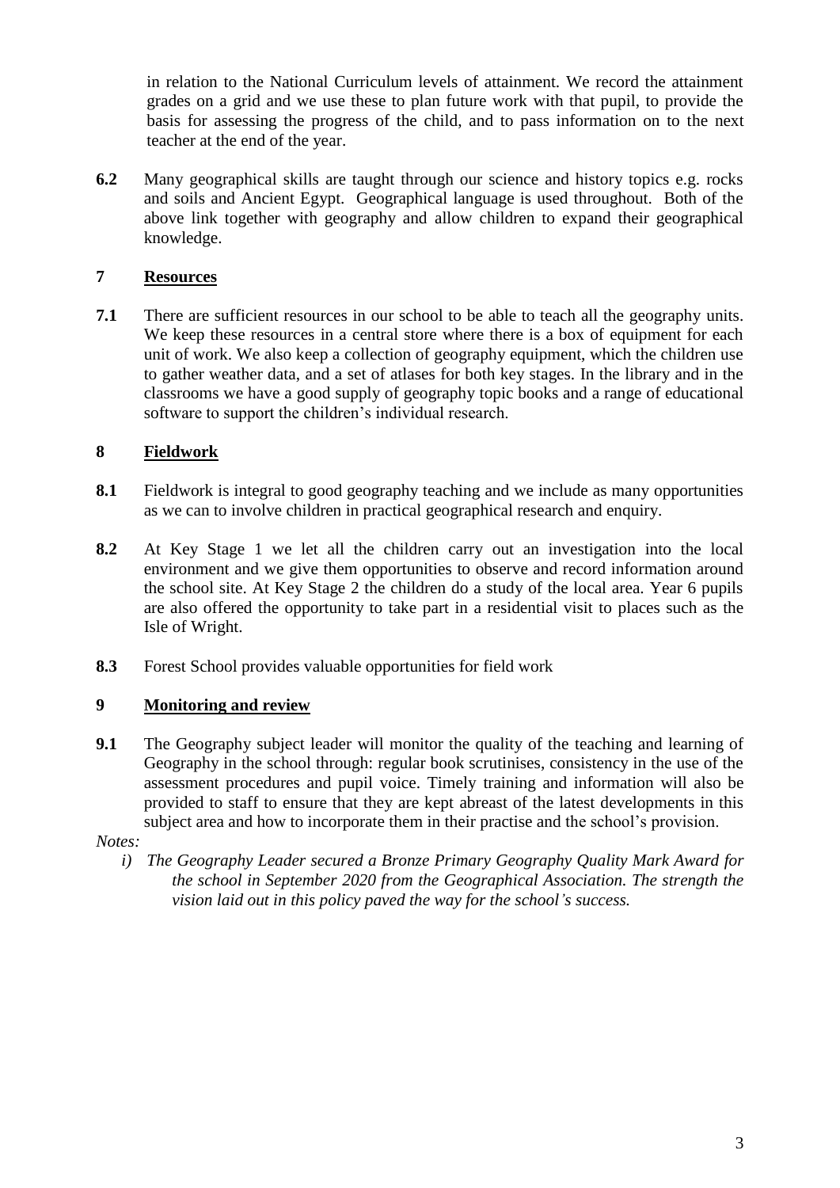in relation to the National Curriculum levels of attainment. We record the attainment grades on a grid and we use these to plan future work with that pupil, to provide the basis for assessing the progress of the child, and to pass information on to the next teacher at the end of the year.

**6.2** Many geographical skills are taught through our science and history topics e.g. rocks and soils and Ancient Egypt. Geographical language is used throughout. Both of the above link together with geography and allow children to expand their geographical knowledge.

## 7 Resources

**7.1** There are sufficient resources in our school to be able to teach all the geography units. We keep these resources in a central store where there is a box of equipment for each unit of work. We also keep a collection of geography equipment, which the children use to gather weather data, and a set of atlases for both key stages. In the library and in the classrooms we have a good supply of geography topic books and a range of educational software to support the children's individual research.

## 8 Fieldwork

**8.1** Fieldwork is integral to good geography teaching and we include as many opportunities as we can to involve children in practical geographical research and enquiry.

**8.2** At Key Stage 1 we let all the children carry out an investigation into the local environment and we give them opportunities to observe and record information around the school site. At Key Stage 2 the children do a study of the local area. Year 6 pupils are also offered the opportunity to take part in a residential visit to places such as the Isle of Wright.

**8.3** Forest School provides valuable opportunities for field work

## 9 Monitoring and review

**9.1** The Geography subject leader will monitor the quality of the teaching and learning of Geography in the school through: regular book scrutinises, consistency in the use of the assessment procedures and pupil voice. Timely training and information will also be provided to staff to ensure that they are kept abreast of the latest developments in this subject area and how to incorporate them in their practise and the school's provision.

*Notes:*

*i) The Geography Leader secured a Bronze Primary Geography Quality Mark Award for the school in September 2020 from the Geographical Association. The strength the vision laid out in this policy paved the way for the school's success.*